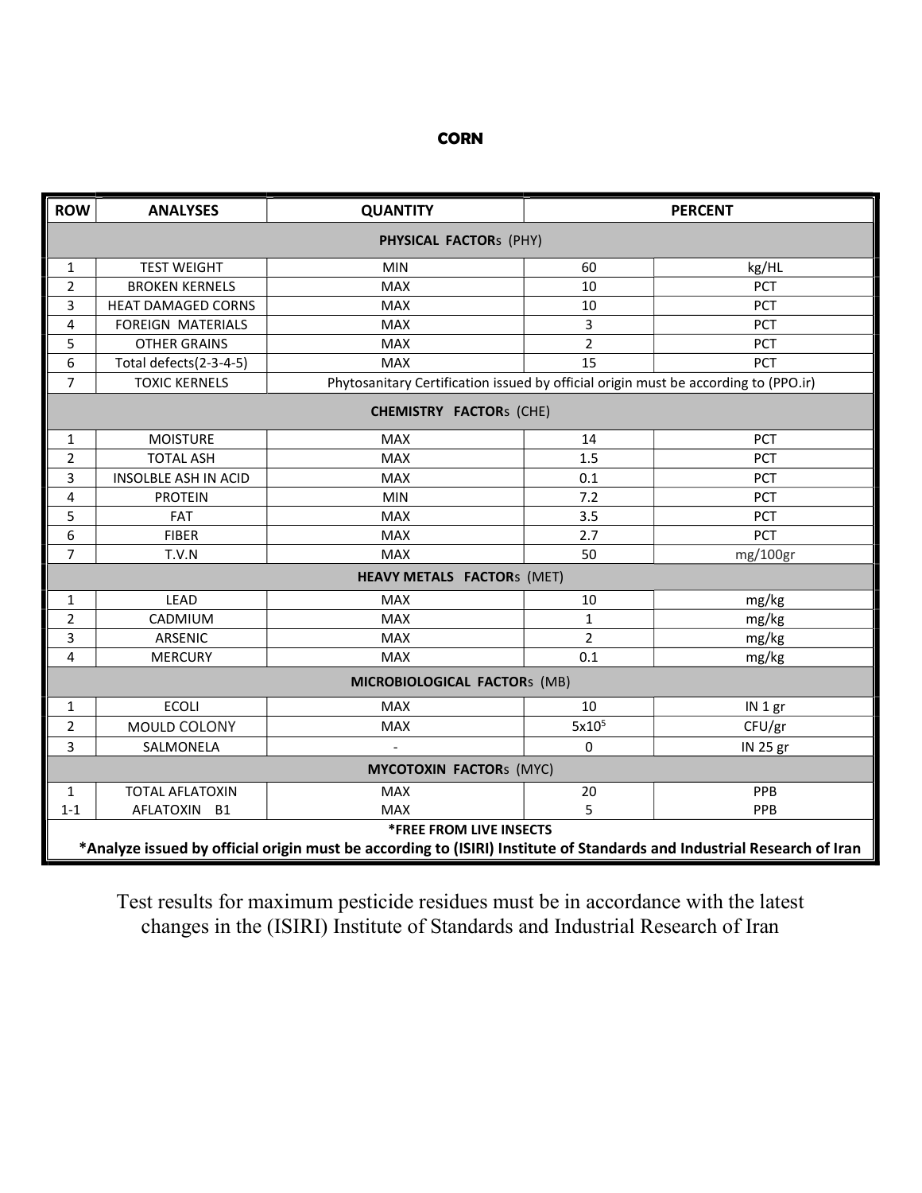# CORN

| ROW | ANALYSES | QUANTITY | PERCENT | |
|---|---|---|---|---|
| **PHYSICAL FACTORs (PHY)** | | | | |
| 1 | TEST WEIGHT | MIN | 60 | kg/HL |
| 2 | BROKEN KERNELS | MAX | 10 | PCT |
| 3 | HEAT DAMAGED CORNS | MAX | 10 | PCT |
| 4 | FOREIGN MATERIALS | MAX | 3 | PCT |
| 5 | OTHER GRAINS | MAX | 2 | PCT |
| 6 | Total defects(2-3-4-5) | MAX | 15 | PCT |
| 7 | TOXIC KERNELS | Phytosanitary Certification issued by official origin must be according to (PPO.ir) | | |
| **CHEMISTRY FACTORs (CHE)** | | | | |
| 1 | MOISTURE | MAX | 14 | PCT |
| 2 | TOTAL ASH | MAX | 1.5 | PCT |
| 3 | INSOLBLE ASH IN ACID | MAX | 0.1 | PCT |
| 4 | PROTEIN | MIN | 7.2 | PCT |
| 5 | FAT | MAX | 3.5 | PCT |
| 6 | FIBER | MAX | 2.7 | PCT |
| 7 | T.V.N | MAX | 50 | mg/100gr |
| **HEAVY METALS FACTORs (MET)** | | | | |
| 1 | LEAD | MAX | 10 | mg/kg |
| 2 | CADMIUM | MAX | 1 | mg/kg |
| 3 | ARSENIC | MAX | 2 | mg/kg |
| 4 | MERCURY | MAX | 0.1 | mg/kg |
| **MICROBIOLOGICAL FACTORs (MB)** | | | | |
| 1 | ECOLI | MAX | 10 | IN 1 gr |
| 2 | MOULD COLONY | MAX | $5x10^5$ | CFU/gr |
| 3 | SALMONELA | - | 0 | IN 25 gr |
| **MYCOTOXIN FACTORs (MYC)** | | | | |
| 1 | TOTAL AFLATOXIN | MAX | 20 | PPB |
| 1-1 | AFLATOXIN B1 | MAX | 5 | PPB |
| **\*FREE FROM LIVE INSECTS** | | | | |
| **\*Analyze issued by official origin must be according to (ISIRI) Institute of Standards and Industrial Research of Iran** | | | | |

Test results for maximum pesticide residues must be in accordance with the latest changes in the (ISIRI) Institute of Standards and Industrial Research of Iran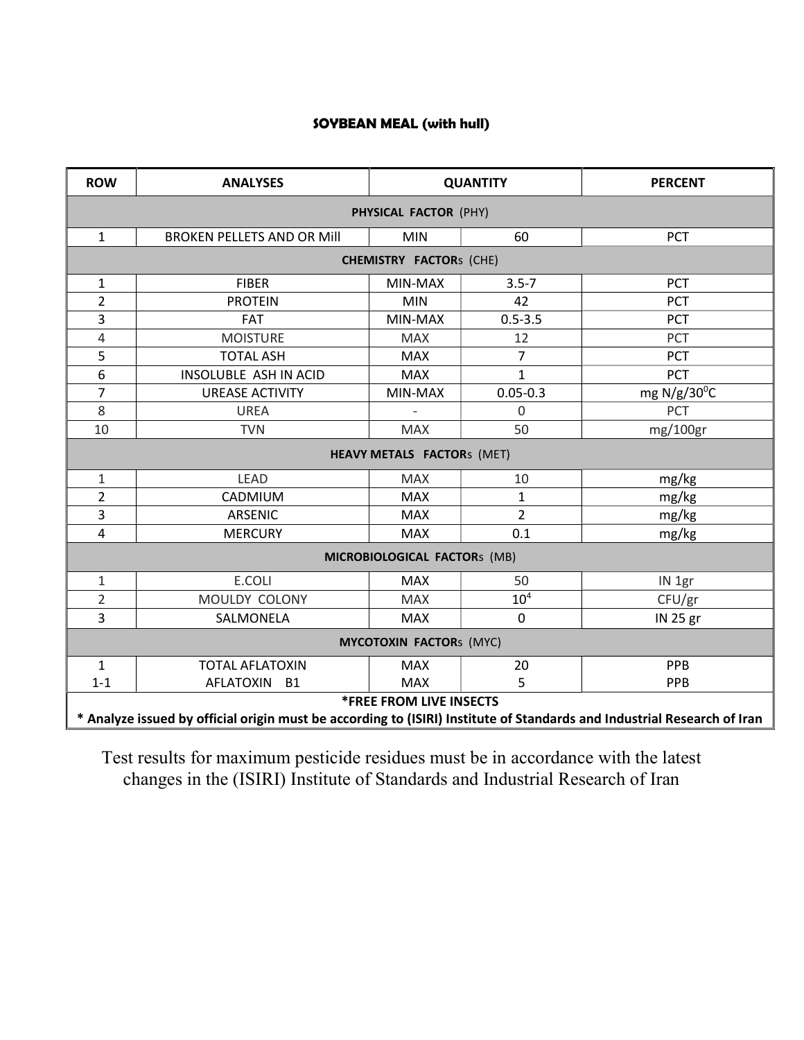## SOYBEAN MEAL (with hull)

| ROW | ANALYSES | QUANTITY | | PERCENT |
|---|---|---|---|---|
| **PHYSICAL FACTOR** (PHY) | | | | |
| 1 | BROKEN PELLETS AND OR Mill | MIN | 60 | PCT |
| **CHEMISTRY FACTORs** (CHE) | | | | |
| 1 | FIBER | MIN-MAX | 3.5-7 | PCT |
| 2 | PROTEIN | MIN | 42 | PCT |
| 3 | FAT | MIN-MAX | 0.5-3.5 | PCT |
| 4 | MOISTURE | MAX | 12 | PCT |
| 5 | TOTAL ASH | MAX | 7 | PCT |
| 6 | INSOLUBLE ASH IN ACID | MAX | 1 | PCT |
| 7 | UREASE ACTIVITY | MIN-MAX | 0.05-0.3 | mg N/g/30$^0$C |
| 8 | UREA | - | 0 | PCT |
| 10 | TVN | MAX | 50 | mg/100gr |
| **HEAVY METALS FACTORs** (MET) | | | | |
| 1 | LEAD | MAX | 10 | mg/kg |
| 2 | CADMIUM | MAX | 1 | mg/kg |
| 3 | ARSENIC | MAX | 2 | mg/kg |
| 4 | MERCURY | MAX | 0.1 | mg/kg |
| **MICROBIOLOGICAL FACTORs** (MB) | | | | |
| 1 | E.COLI | MAX | 50 | IN 1gr |
| 2 | MOULDY COLONY | MAX | $10^4$ | CFU/gr |
| 3 | SALMONELA | MAX | 0 | IN 25 gr |
| **MYCOTOXIN FACTORs** (MYC) | | | | |
| 1 | TOTAL AFLATOXIN | MAX | 20 | PPB |
| 1-1 | AFLATOXIN B1 | MAX | 5 | PPB |
| ***FREE FROM LIVE INSECTS** | | | | |
| *** Analyze issued by official origin must be according to (ISIRI) Institute of Standards and Industrial Research of Iran** | | | | |

Test results for maximum pesticide residues must be in accordance with the latest changes in the (ISIRI) Institute of Standards and Industrial Research of Iran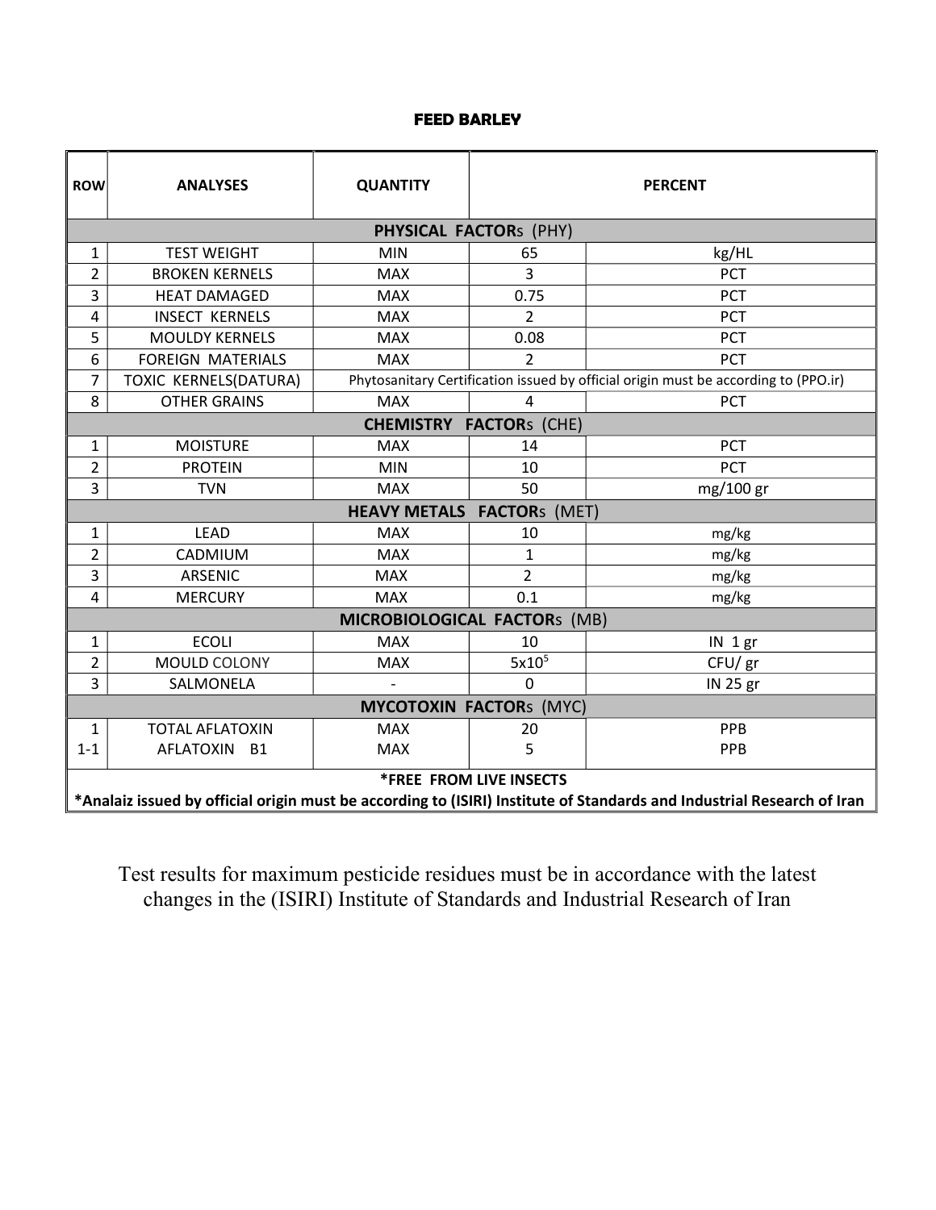## FEED BARLEY

| ROW | ANALYSES | QUANTITY | PERCENT | |
|---|---|---|---|---|
| **PHYSICAL FACTORs (PHY)** | | | | |
| 1 | TEST WEIGHT | MIN | 65 | kg/HL |
| 2 | BROKEN KERNELS | MAX | 3 | PCT |
| 3 | HEAT DAMAGED | MAX | 0.75 | PCT |
| 4 | INSECT KERNELS | MAX | 2 | PCT |
| 5 | MOULDY KERNELS | MAX | 0.08 | PCT |
| 6 | FOREIGN MATERIALS | MAX | 2 | PCT |
| 7 | TOXIC KERNELS(DATURA) | Phytosanitary Certification issued by official origin must be according to (PPO.ir) | | |
| 8 | OTHER GRAINS | MAX | 4 | PCT |
| **CHEMISTRY FACTORs (CHE)** | | | | |
| 1 | MOISTURE | MAX | 14 | PCT |
| 2 | PROTEIN | MIN | 10 | PCT |
| 3 | TVN | MAX | 50 | mg/100 gr |
| **HEAVY METALS FACTORs (MET)** | | | | |
| 1 | LEAD | MAX | 10 | mg/kg |
| 2 | CADMIUM | MAX | 1 | mg/kg |
| 3 | ARSENIC | MAX | 2 | mg/kg |
| 4 | MERCURY | MAX | 0.1 | mg/kg |
| **MICROBIOLOGICAL FACTORs (MB)** | | | | |
| 1 | ECOLI | MAX | 10 | IN 1 gr |
| 2 | MOULD COLONY | MAX | $5x10^5$ | CFU/ gr |
| 3 | SALMONELA | - | 0 | IN 25 gr |
| **MYCOTOXIN FACTORs (MYC)** | | | | |
| 1 | TOTAL AFLATOXIN | MAX | 20 | PPB |
| 1-1 | AFLATOXIN B1 | MAX | 5 | PPB |
| ***FREE FROM LIVE INSECTS** | | | | |
| ***Analaiz issued by official origin must be according to (ISIRI) Institute of Standards and Industrial Research of Iran** | | | | |

Test results for maximum pesticide residues must be in accordance with the latest changes in the (ISIRI) Institute of Standards and Industrial Research of Iran